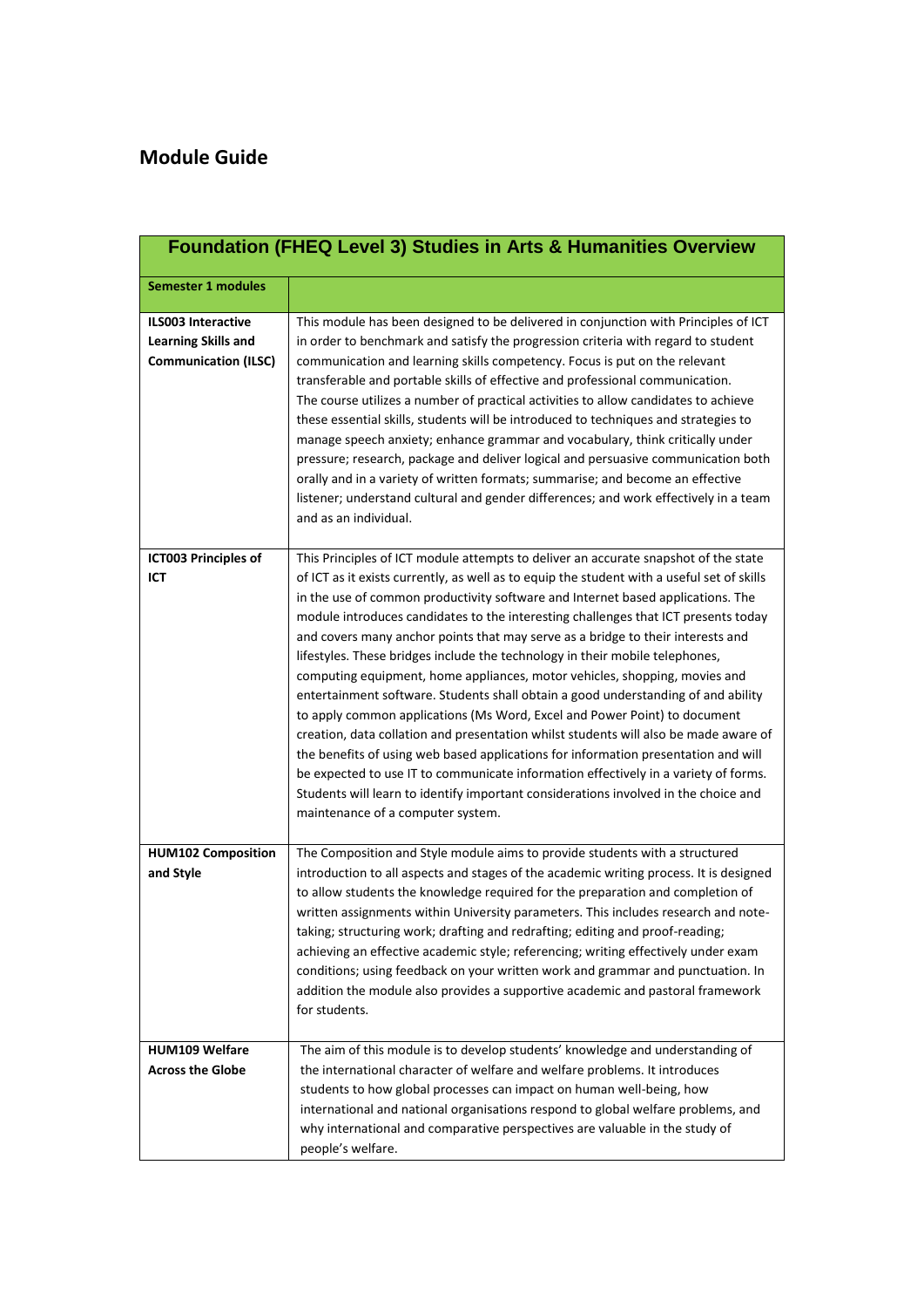## Module Guide

| Foundation (FHEQ Level 3) Studies in Arts & Humanities Overview | |
|---|---|
| **Semester 1 modules** | |
| **ILS003 Interactive Learning Skills and Communication (ILSC)** | This module has been designed to be delivered in conjunction with Principles of ICT in order to benchmark and satisfy the progression criteria with regard to student communication and learning skills competency. Focus is put on the relevant transferable and portable skills of effective and professional communication. The course utilizes a number of practical activities to allow candidates to achieve these essential skills, students will be introduced to techniques and strategies to manage speech anxiety; enhance grammar and vocabulary, think critically under pressure; research, package and deliver logical and persuasive communication both orally and in a variety of written formats; summarise; and become an effective listener; understand cultural and gender differences; and work effectively in a team and as an individual. |
| **ICT003 Principles of ICT** | This Principles of ICT module attempts to deliver an accurate snapshot of the state of ICT as it exists currently, as well as to equip the student with a useful set of skills in the use of common productivity software and Internet based applications. The module introduces candidates to the interesting challenges that ICT presents today and covers many anchor points that may serve as a bridge to their interests and lifestyles. These bridges include the technology in their mobile telephones, computing equipment, home appliances, motor vehicles, shopping, movies and entertainment software. Students shall obtain a good understanding of and ability to apply common applications (Ms Word, Excel and Power Point) to document creation, data collation and presentation whilst students will also be made aware of the benefits of using web based applications for information presentation and will be expected to use IT to communicate information effectively in a variety of forms. Students will learn to identify important considerations involved in the choice and maintenance of a computer system. |
| **HUM102 Composition and Style** | The Composition and Style module aims to provide students with a structured introduction to all aspects and stages of the academic writing process. It is designed to allow students the knowledge required for the preparation and completion of written assignments within University parameters. This includes research and note-taking; structuring work; drafting and redrafting; editing and proof-reading; achieving an effective academic style; referencing; writing effectively under exam conditions; using feedback on your written work and grammar and punctuation. In addition the module also provides a supportive academic and pastoral framework for students. |
| **HUM109 Welfare Across the Globe** | The aim of this module is to develop students' knowledge and understanding of the international character of welfare and welfare problems. It introduces students to how global processes can impact on human well-being, how international and national organisations respond to global welfare problems, and why international and comparative perspectives are valuable in the study of people's welfare. |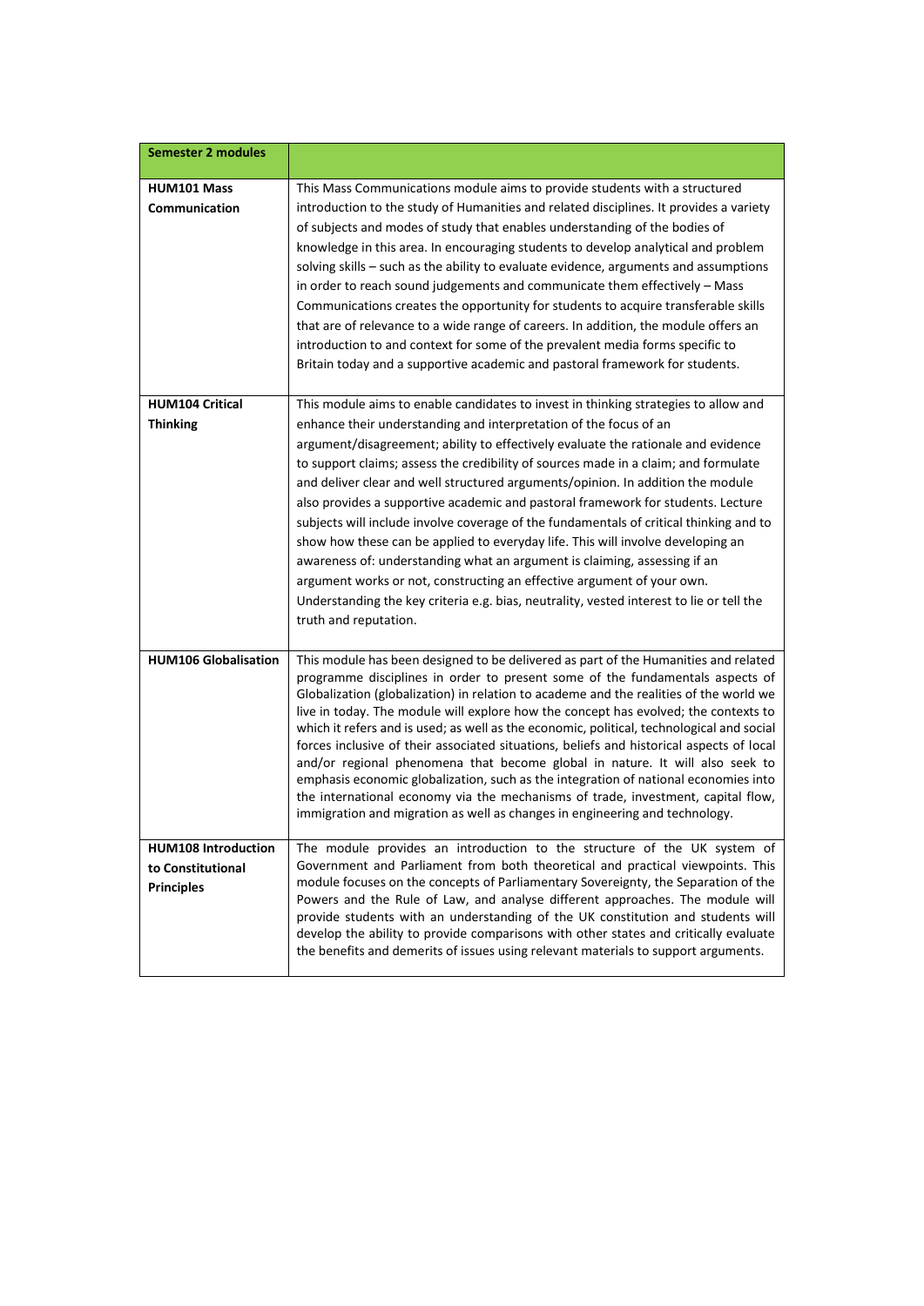| Semester 2 modules | |
|---|---|
| **HUM101 Mass Communication** | This Mass Communications module aims to provide students with a structured introduction to the study of Humanities and related disciplines. It provides a variety of subjects and modes of study that enables understanding of the bodies of knowledge in this area. In encouraging students to develop analytical and problem solving skills – such as the ability to evaluate evidence, arguments and assumptions in order to reach sound judgements and communicate them effectively – Mass Communications creates the opportunity for students to acquire transferable skills that are of relevance to a wide range of careers. In addition, the module offers an introduction to and context for some of the prevalent media forms specific to Britain today and a supportive academic and pastoral framework for students. |
| **HUM104 Critical Thinking** | This module aims to enable candidates to invest in thinking strategies to allow and enhance their understanding and interpretation of the focus of an argument/disagreement; ability to effectively evaluate the rationale and evidence to support claims; assess the credibility of sources made in a claim; and formulate and deliver clear and well structured arguments/opinion. In addition the module also provides a supportive academic and pastoral framework for students. Lecture subjects will include involve coverage of the fundamentals of critical thinking and to show how these can be applied to everyday life. This will involve developing an awareness of: understanding what an argument is claiming, assessing if an argument works or not, constructing an effective argument of your own. Understanding the key criteria e.g. bias, neutrality, vested interest to lie or tell the truth and reputation. |
| **HUM106 Globalisation** | This module has been designed to be delivered as part of the Humanities and related programme disciplines in order to present some of the fundamentals aspects of Globalization (globalization) in relation to academe and the realities of the world we live in today. The module will explore how the concept has evolved; the contexts to which it refers and is used; as well as the economic, political, technological and social forces inclusive of their associated situations, beliefs and historical aspects of local and/or regional phenomena that become global in nature. It will also seek to emphasis economic globalization, such as the integration of national economies into the international economy via the mechanisms of trade, investment, capital flow, immigration and migration as well as changes in engineering and technology. |
| **HUM108 Introduction to Constitutional Principles** | The module provides an introduction to the structure of the UK system of Government and Parliament from both theoretical and practical viewpoints. This module focuses on the concepts of Parliamentary Sovereignty, the Separation of the Powers and the Rule of Law, and analyse different approaches. The module will provide students with an understanding of the UK constitution and students will develop the ability to provide comparisons with other states and critically evaluate the benefits and demerits of issues using relevant materials to support arguments. |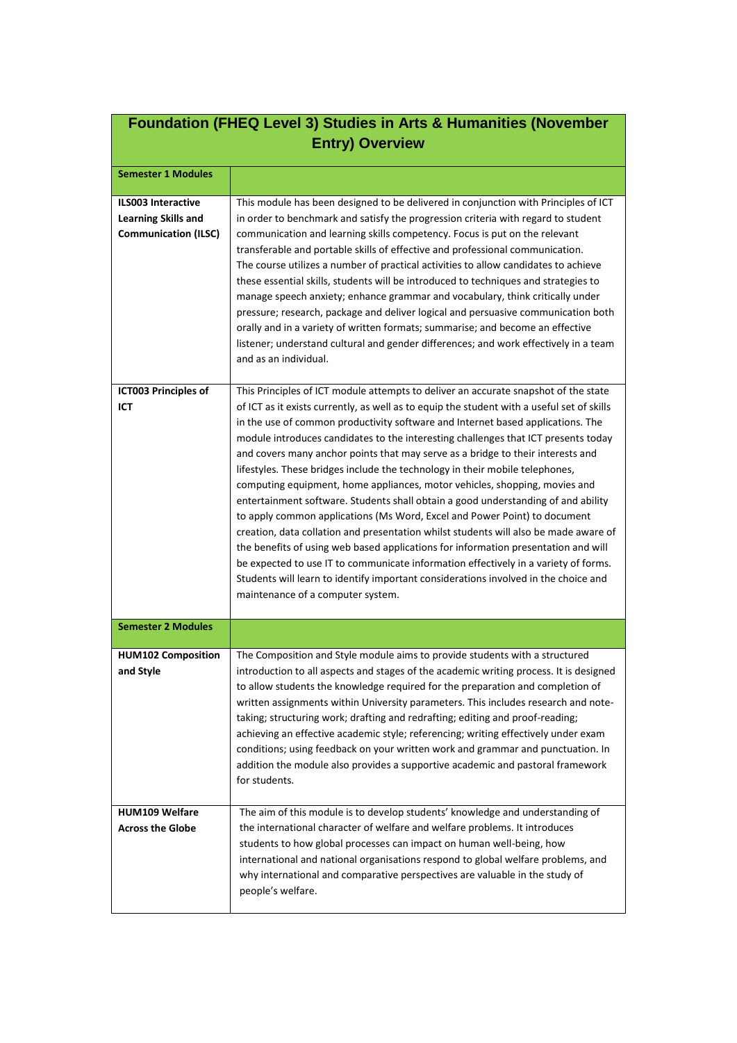| Foundation (FHEQ Level 3) Studies in Arts & Humanities (November Entry) Overview | |
|---|---|
| **Semester 1 Modules** | |
| **ILS003 Interactive Learning Skills and Communication (ILSC)** | This module has been designed to be delivered in conjunction with Principles of ICT in order to benchmark and satisfy the progression criteria with regard to student communication and learning skills competency. Focus is put on the relevant transferable and portable skills of effective and professional communication. The course utilizes a number of practical activities to allow candidates to achieve these essential skills, students will be introduced to techniques and strategies to manage speech anxiety; enhance grammar and vocabulary, think critically under pressure; research, package and deliver logical and persuasive communication both orally and in a variety of written formats; summarise; and become an effective listener; understand cultural and gender differences; and work effectively in a team and as an individual. |
| **ICT003 Principles of ICT** | This Principles of ICT module attempts to deliver an accurate snapshot of the state of ICT as it exists currently, as well as to equip the student with a useful set of skills in the use of common productivity software and Internet based applications. The module introduces candidates to the interesting challenges that ICT presents today and covers many anchor points that may serve as a bridge to their interests and lifestyles. These bridges include the technology in their mobile telephones, computing equipment, home appliances, motor vehicles, shopping, movies and entertainment software. Students shall obtain a good understanding of and ability to apply common applications (Ms Word, Excel and Power Point) to document creation, data collation and presentation whilst students will also be made aware of the benefits of using web based applications for information presentation and will be expected to use IT to communicate information effectively in a variety of forms. Students will learn to identify important considerations involved in the choice and maintenance of a computer system. |
| **Semester 2 Modules** | |
| **HUM102 Composition and Style** | The Composition and Style module aims to provide students with a structured introduction to all aspects and stages of the academic writing process. It is designed to allow students the knowledge required for the preparation and completion of written assignments within University parameters. This includes research and note-taking; structuring work; drafting and redrafting; editing and proof-reading; achieving an effective academic style; referencing; writing effectively under exam conditions; using feedback on your written work and grammar and punctuation. In addition the module also provides a supportive academic and pastoral framework for students. |
| **HUM109 Welfare Across the Globe** | The aim of this module is to develop students' knowledge and understanding of the international character of welfare and welfare problems. It introduces students to how global processes can impact on human well-being, how international and national organisations respond to global welfare problems, and why international and comparative perspectives are valuable in the study of people's welfare. |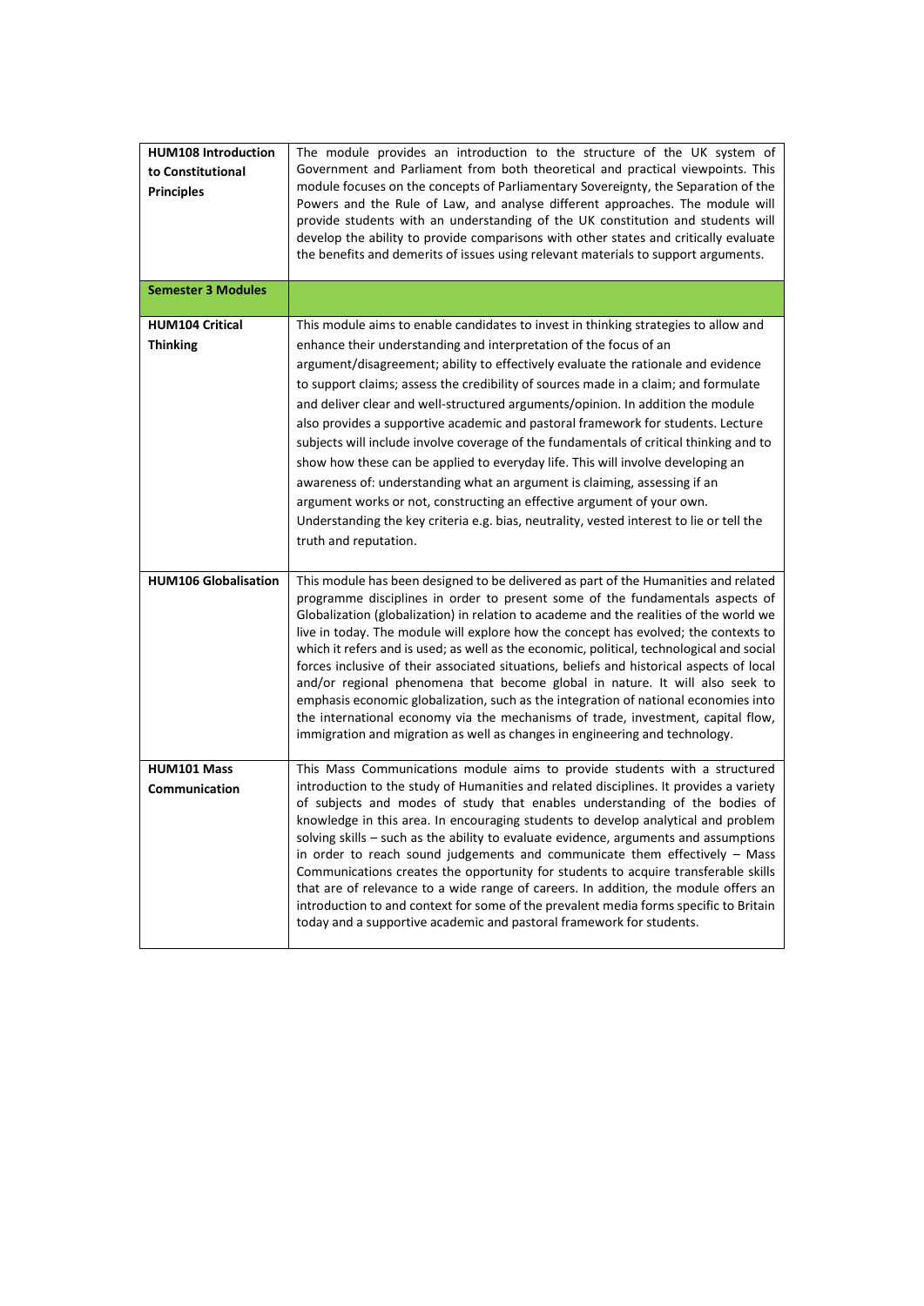| | |
|---|---|
| **HUM108 Introduction to Constitutional Principles** | The module provides an introduction to the structure of the UK system of Government and Parliament from both theoretical and practical viewpoints. This module focuses on the concepts of Parliamentary Sovereignty, the Separation of the Powers and the Rule of Law, and analyse different approaches. The module will provide students with an understanding of the UK constitution and students will develop the ability to provide comparisons with other states and critically evaluate the benefits and demerits of issues using relevant materials to support arguments. |
| **Semester 3 Modules** | |
| **HUM104 Critical Thinking** | This module aims to enable candidates to invest in thinking strategies to allow and enhance their understanding and interpretation of the focus of an argument/disagreement; ability to effectively evaluate the rationale and evidence to support claims; assess the credibility of sources made in a claim; and formulate and deliver clear and well-structured arguments/opinion. In addition the module also provides a supportive academic and pastoral framework for students. Lecture subjects will include involve coverage of the fundamentals of critical thinking and to show how these can be applied to everyday life. This will involve developing an awareness of: understanding what an argument is claiming, assessing if an argument works or not, constructing an effective argument of your own. Understanding the key criteria e.g. bias, neutrality, vested interest to lie or tell the truth and reputation. |
| **HUM106 Globalisation** | This module has been designed to be delivered as part of the Humanities and related programme disciplines in order to present some of the fundamentals aspects of Globalization (globalization) in relation to academe and the realities of the world we live in today. The module will explore how the concept has evolved; the contexts to which it refers and is used; as well as the economic, political, technological and social forces inclusive of their associated situations, beliefs and historical aspects of local and/or regional phenomena that become global in nature. It will also seek to emphasis economic globalization, such as the integration of national economies into the international economy via the mechanisms of trade, investment, capital flow, immigration and migration as well as changes in engineering and technology. |
| **HUM101 Mass Communication** | This Mass Communications module aims to provide students with a structured introduction to the study of Humanities and related disciplines. It provides a variety of subjects and modes of study that enables understanding of the bodies of knowledge in this area. In encouraging students to develop analytical and problem solving skills – such as the ability to evaluate evidence, arguments and assumptions in order to reach sound judgements and communicate them effectively – Mass Communications creates the opportunity for students to acquire transferable skills that are of relevance to a wide range of careers. In addition, the module offers an introduction to and context for some of the prevalent media forms specific to Britain today and a supportive academic and pastoral framework for students. |